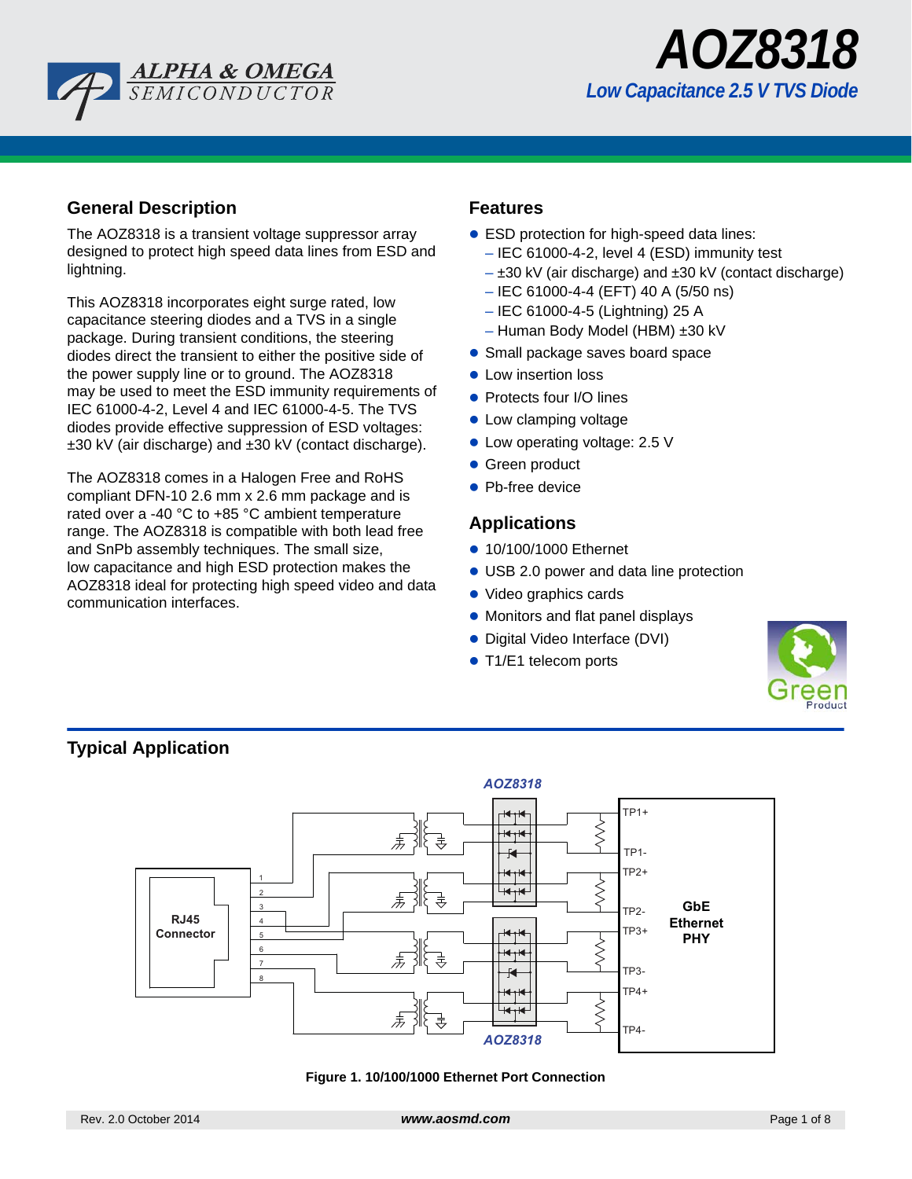# AOZ8318

## Low Capacitance 2.5 V TVS Diode

## General Description

The AOZ8318 is a transient voltage suppressor array designed to protect high speed data lines from ESD and lightning.

This AOZ8318 incorporates eight surge rated, low capacitance steering diodes and a TVS in a single package. During transient conditions, the steering diodes direct the transient to either the positive side of the power supply line or to ground. The AOZ8318 may be used to meet the ESD immunity requirements of IEC 61000-4-2, Level 4 and IEC 61000-4-5. The TVS diodes provide effective suppression of ESD voltages: ±30 kV (air discharge) and ±30 kV (contact discharge).

The AOZ8318 comes in a Halogen Free and RoHS compliant DFN-10 2.6 mm x 2.6 mm package and is rated over a -40 °C to +85 °C ambient temperature range. The AOZ8318 is compatible with both lead free and SnPb assembly techniques. The small size, low capacitance and high ESD protection makes the AOZ8318 ideal for protecting high speed video and data communication interfaces.

## Features

- ESD protection for high-speed data lines:
  - IEC 61000-4-2, level 4 (ESD) immunity test
  - ±30 kV (air discharge) and ±30 kV (contact discharge)
  - IEC 61000-4-4 (EFT) 40 A (5/50 ns)
  - IEC 61000-4-5 (Lightning) 25 A
  - Human Body Model (HBM) ±30 kV
- Small package saves board space
- Low insertion loss
- Protects four I/O lines
- Low clamping voltage
- Low operating voltage: 2.5 V
- Green product
- Pb-free device

## Applications

- 10/100/1000 Ethernet
- USB 2.0 power and data line protection
- Video graphics cards
- Monitors and flat panel displays
- Digital Video Interface (DVI)
- T1/E1 telecom ports

## Typical Application

Figure 1. 10/100/1000 Ethernet Port Connection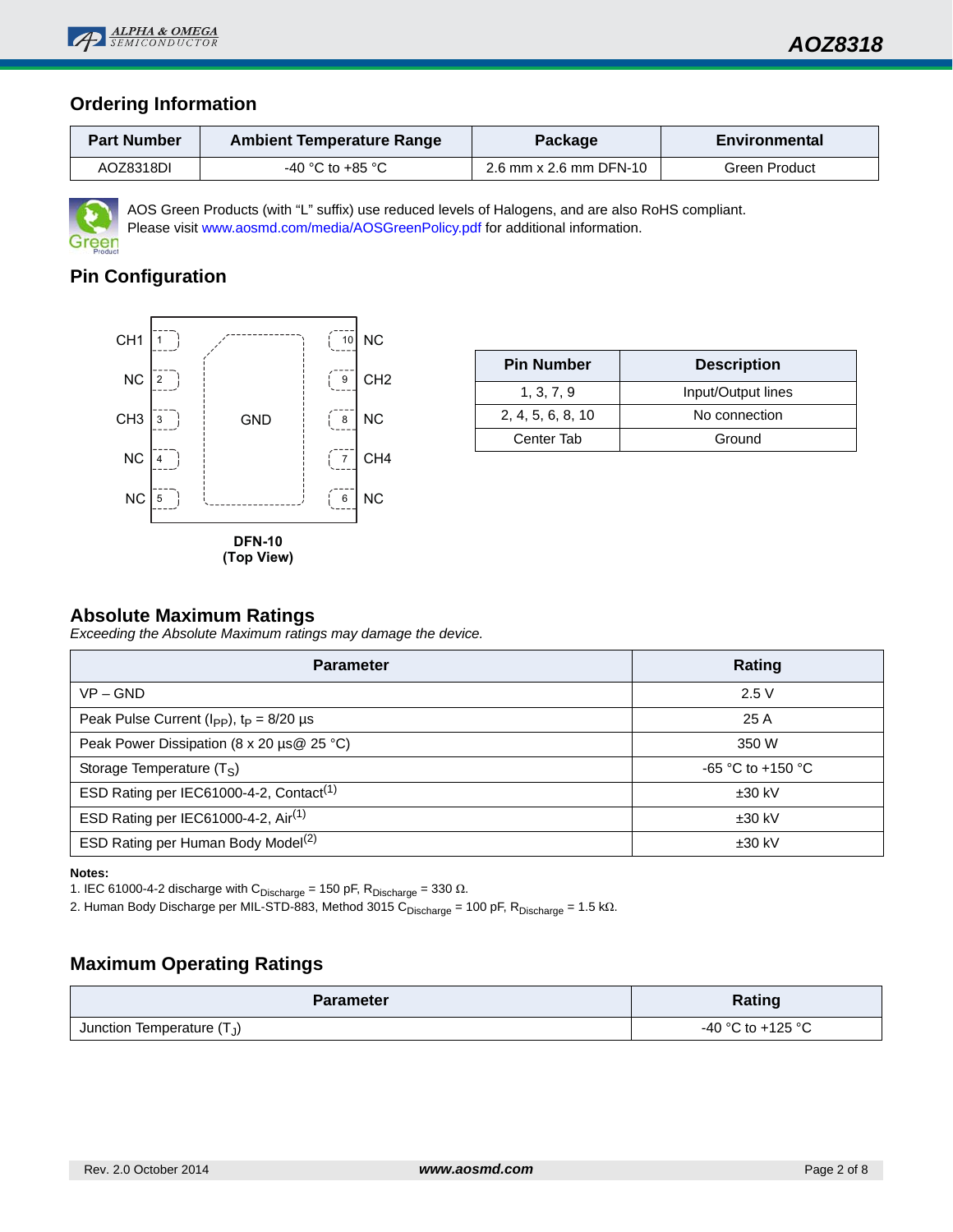## Ordering Information

| Part Number | Ambient Temperature Range | Package | Environmental |
|---|---|---|---|
| AOZ8318DI | -40 °C to +85 °C | 2.6 mm x 2.6 mm DFN-10 | Green Product |

AOS Green Products (with "L" suffix) use reduced levels of Halogens, and are also RoHS compliant.
Please visit www.aosmd.com/media/AOSGreenPolicy.pdf for additional information.

## Pin Configuration

| Pin | Left | Right | Pin |
|---|---|---|---|
| 1 | CH1 | NC | 10 |
| 2 | NC | CH2 | 9 |
| 3 | CH3 | NC | 8 |
| 4 | NC | CH4 | 7 |
| 5 | NC | NC | 6 |

Center: GND

**DFN-10**
**(Top View)**

| Pin Number | Description |
|---|---|
| 1, 3, 7, 9 | Input/Output lines |
| 2, 4, 5, 6, 8, 10 | No connection |
| Center Tab | Ground |

## Absolute Maximum Ratings

*Exceeding the Absolute Maximum ratings may damage the device.*

| Parameter | Rating |
|---|---|
| VP – GND | 2.5 V |
| Peak Pulse Current ($I_{PP}$), $t_P$ = 8/20 µs | 25 A |
| Peak Power Dissipation (8 x 20 µs@ 25 °C) | 350 W |
| Storage Temperature ($T_S$) | -65 °C to +150 °C |
| ESD Rating per IEC61000-4-2, Contact[1] | ±30 kV |
| ESD Rating per IEC61000-4-2, Air[1] | ±30 kV |
| ESD Rating per Human Body Model[2] | ±30 kV |

**Notes:**
1. IEC 61000-4-2 discharge with $C_{Discharge}$ = 150 pF, $R_{Discharge}$ = 330 Ω.
2. Human Body Discharge per MIL-STD-883, Method 3015 $C_{Discharge}$ = 100 pF, $R_{Discharge}$ = 1.5 kΩ.

## Maximum Operating Ratings

| Parameter | Rating |
|---|---|
| Junction Temperature ($T_J$) | -40 °C to +125 °C |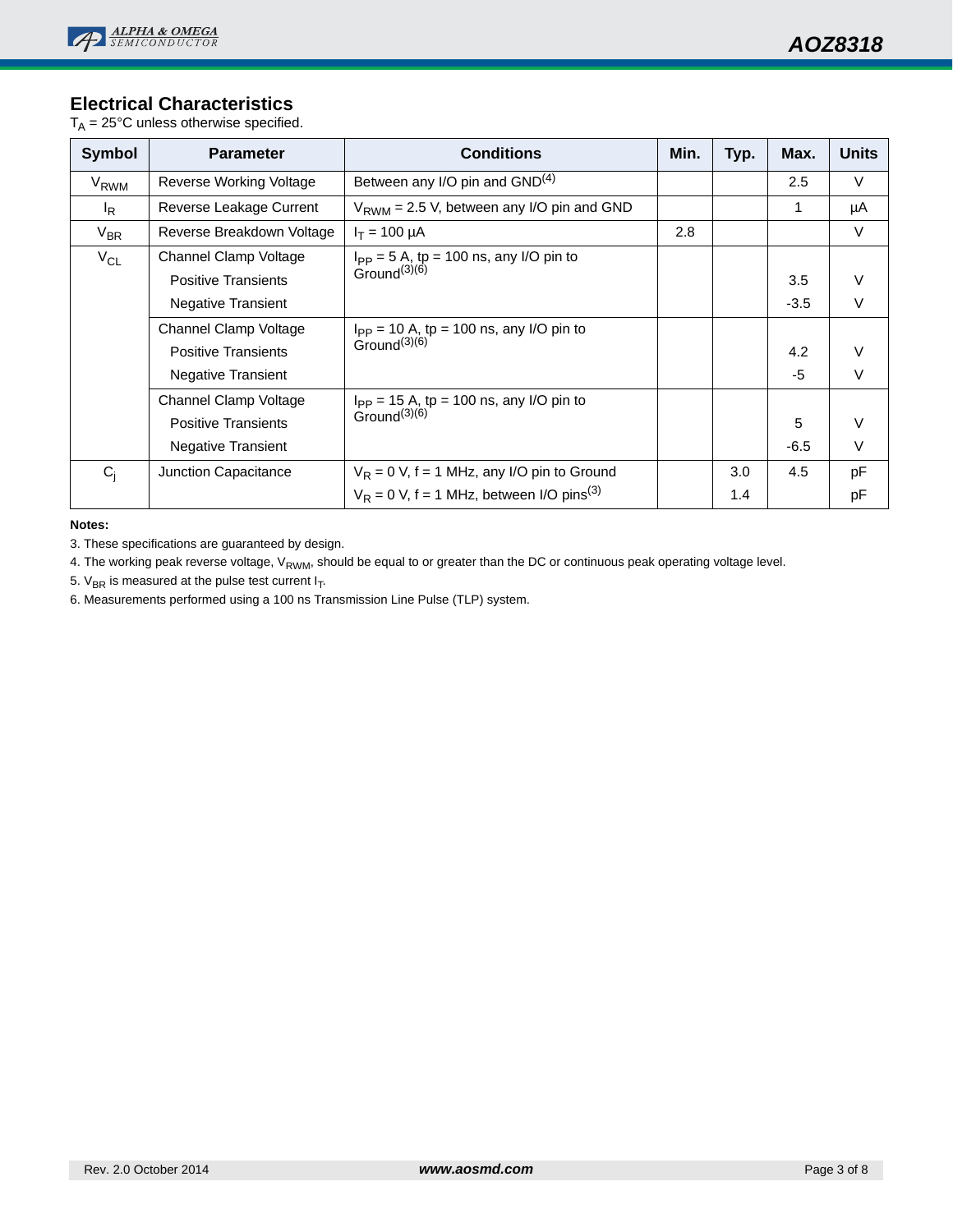## Electrical Characteristics

$T_A$ = 25°C unless otherwise specified.

| Symbol | Parameter | Conditions | Min. | Typ. | Max. | Units |
|---|---|---|---|---|---|---|
| $V_{RWM}$ | Reverse Working Voltage | Between any I/O pin and GND(4) | | | 2.5 | V |
| $I_R$ | Reverse Leakage Current | $V_{RWM}$ = 2.5 V, between any I/O pin and GND | | | 1 | µA |
| $V_{BR}$ | Reverse Breakdown Voltage | $I_T$ = 100 µA | 2.8 | | | V |
| $V_{CL}$ | Channel Clamp Voltage | $I_{PP}$ = 5 A, tp = 100 ns, any I/O pin to Ground(3)(6) | | | | |
| | Positive Transients | | | | 3.5 | V |
| | Negative Transient | | | | -3.5 | V |
| | Channel Clamp Voltage | $I_{PP}$ = 10 A, tp = 100 ns, any I/O pin to Ground(3)(6) | | | | |
| | Positive Transients | | | | 4.2 | V |
| | Negative Transient | | | | -5 | V |
| | Channel Clamp Voltage | $I_{PP}$ = 15 A, tp = 100 ns, any I/O pin to Ground(3)(6) | | | | |
| | Positive Transients | | | | 5 | V |
| | Negative Transient | | | | -6.5 | V |
| $C_j$ | Junction Capacitance | $V_R$ = 0 V, f = 1 MHz, any I/O pin to Ground | | 3.0 | 4.5 | pF |
| | | $V_R$ = 0 V, f = 1 MHz, between I/O pins(3) | | 1.4 | | pF |

**Notes:**

3. These specifications are guaranteed by design.
4. The working peak reverse voltage, $V_{RWM}$, should be equal to or greater than the DC or continuous peak operating voltage level.
5. $V_{BR}$ is measured at the pulse test current $I_T$.
6. Measurements performed using a 100 ns Transmission Line Pulse (TLP) system.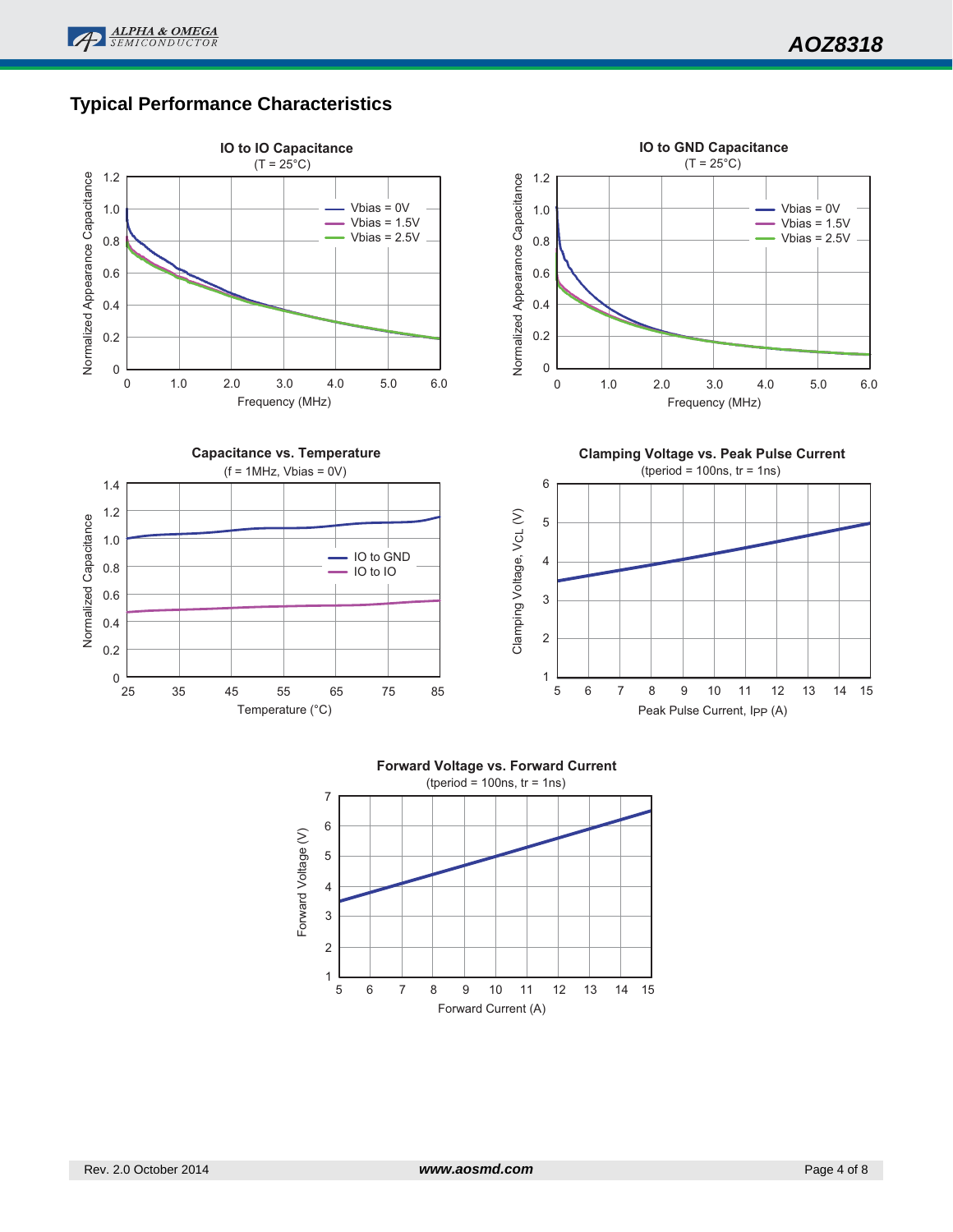## Typical Performance Characteristics

**IO to IO Capacitance**
(T = 25°C)

Normalized Appearance Capacitance vs. Frequency (MHz) — Vbias = 0V, Vbias = 1.5V, Vbias = 2.5V

**IO to GND Capacitance**
(T = 25°C)

Normalized Appearance Capacitance vs. Frequency (MHz) — Vbias = 0V, Vbias = 1.5V, Vbias = 2.5V

**Capacitance vs. Temperature**
(f = 1MHz, Vbias = 0V)

Normalized Capacitance vs. Temperature (°C) — IO to GND, IO to IO

**Clamping Voltage vs. Peak Pulse Current**
(tperiod = 100ns, tr = 1ns)

Clamping Voltage, $V_{CL}$ (V) vs. Peak Pulse Current, $I_{PP}$ (A)

**Forward Voltage vs. Forward Current**
(tperiod = 100ns, tr = 1ns)

Forward Voltage (V) vs. Forward Current (A)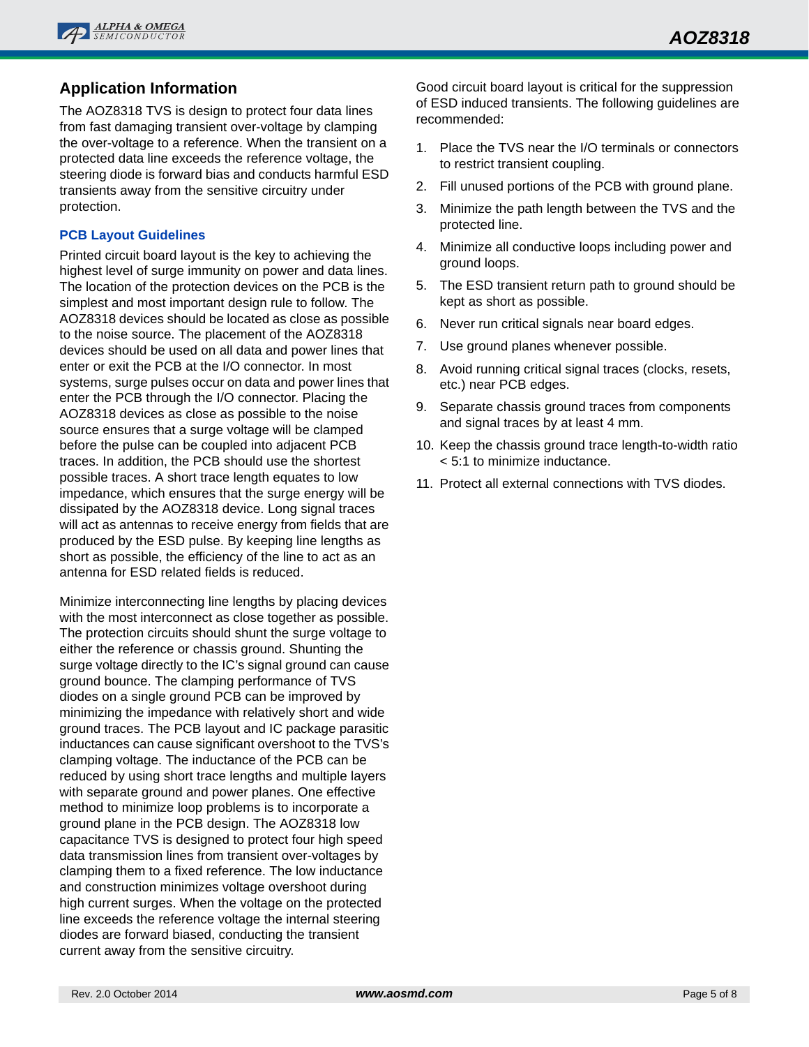## Application Information

The AOZ8318 TVS is design to protect four data lines from fast damaging transient over-voltage by clamping the over-voltage to a reference. When the transient on a protected data line exceeds the reference voltage, the steering diode is forward bias and conducts harmful ESD transients away from the sensitive circuitry under protection.

### PCB Layout Guidelines

Printed circuit board layout is the key to achieving the highest level of surge immunity on power and data lines. The location of the protection devices on the PCB is the simplest and most important design rule to follow. The AOZ8318 devices should be located as close as possible to the noise source. The placement of the AOZ8318 devices should be used on all data and power lines that enter or exit the PCB at the I/O connector. In most systems, surge pulses occur on data and power lines that enter the PCB through the I/O connector. Placing the AOZ8318 devices as close as possible to the noise source ensures that a surge voltage will be clamped before the pulse can be coupled into adjacent PCB traces. In addition, the PCB should use the shortest possible traces. A short trace length equates to low impedance, which ensures that the surge energy will be dissipated by the AOZ8318 device. Long signal traces will act as antennas to receive energy from fields that are produced by the ESD pulse. By keeping line lengths as short as possible, the efficiency of the line to act as an antenna for ESD related fields is reduced.

Minimize interconnecting line lengths by placing devices with the most interconnect as close together as possible. The protection circuits should shunt the surge voltage to either the reference or chassis ground. Shunting the surge voltage directly to the IC's signal ground can cause ground bounce. The clamping performance of TVS diodes on a single ground PCB can be improved by minimizing the impedance with relatively short and wide ground traces. The PCB layout and IC package parasitic inductances can cause significant overshoot to the TVS's clamping voltage. The inductance of the PCB can be reduced by using short trace lengths and multiple layers with separate ground and power planes. One effective method to minimize loop problems is to incorporate a ground plane in the PCB design. The AOZ8318 low capacitance TVS is designed to protect four high speed data transmission lines from transient over-voltages by clamping them to a fixed reference. The low inductance and construction minimizes voltage overshoot during high current surges. When the voltage on the protected line exceeds the reference voltage the internal steering diodes are forward biased, conducting the transient current away from the sensitive circuitry.

Good circuit board layout is critical for the suppression of ESD induced transients. The following guidelines are recommended:

1. Place the TVS near the I/O terminals or connectors to restrict transient coupling.
2. Fill unused portions of the PCB with ground plane.
3. Minimize the path length between the TVS and the protected line.
4. Minimize all conductive loops including power and ground loops.
5. The ESD transient return path to ground should be kept as short as possible.
6. Never run critical signals near board edges.
7. Use ground planes whenever possible.
8. Avoid running critical signal traces (clocks, resets, etc.) near PCB edges.
9. Separate chassis ground traces from components and signal traces by at least 4 mm.
10. Keep the chassis ground trace length-to-width ratio < 5:1 to minimize inductance.
11. Protect all external connections with TVS diodes.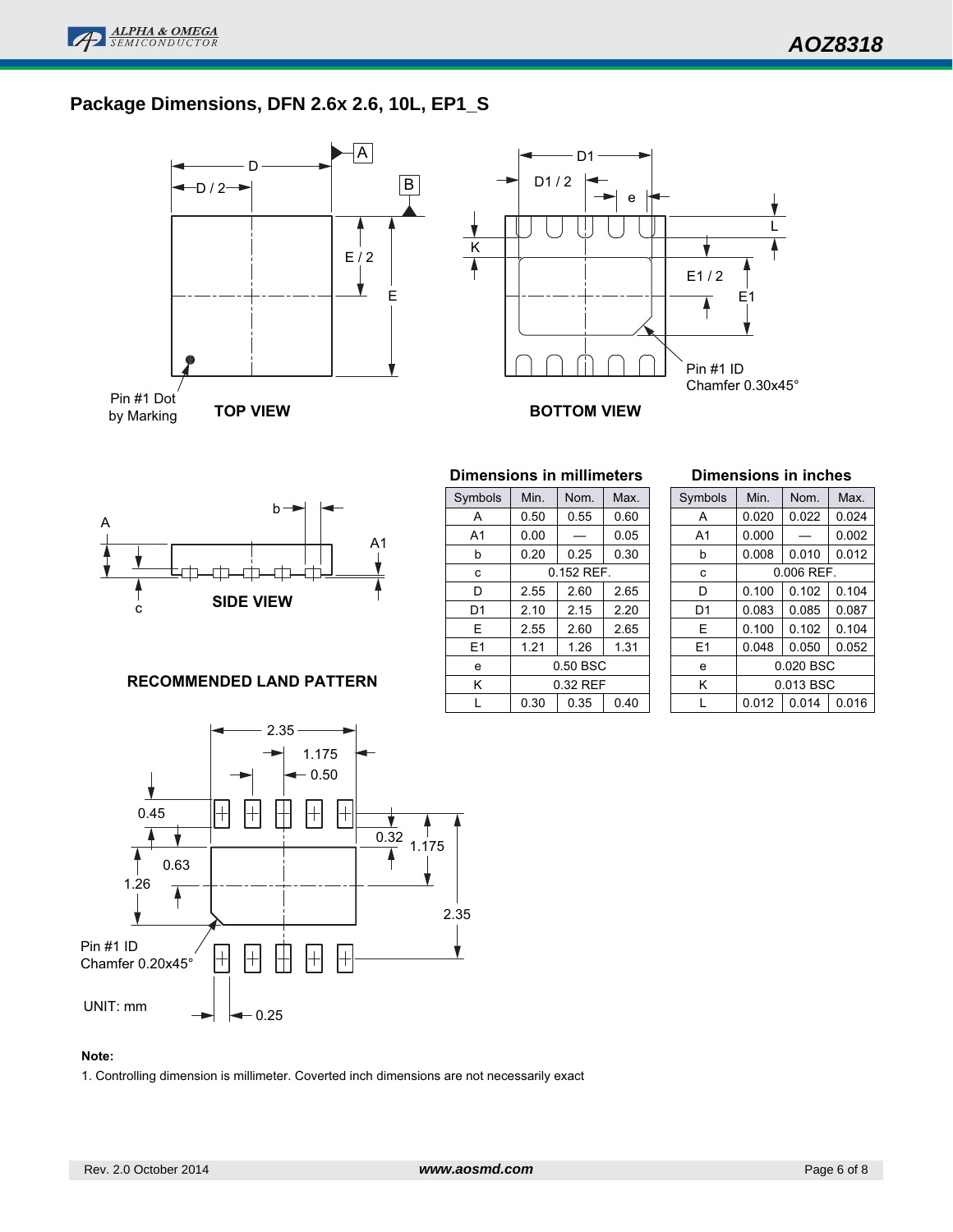## Package Dimensions, DFN 2.6x 2.6, 10L, EP1_S

TOP VIEW

Pin #1 Dot by Marking

BOTTOM VIEW

Pin #1 ID Chamfer 0.30x45°

SIDE VIEW

RECOMMENDED LAND PATTERN

Pin #1 ID Chamfer 0.20x45°

UNIT: mm

**Dimensions in millimeters**

| Symbols | Min. | Nom. | Max. |
|---|---|---|---|
| A | 0.50 | 0.55 | 0.60 |
| A1 | 0.00 | — | 0.05 |
| b | 0.20 | 0.25 | 0.30 |
| c | | 0.152 REF. | |
| D | 2.55 | 2.60 | 2.65 |
| D1 | 2.10 | 2.15 | 2.20 |
| E | 2.55 | 2.60 | 2.65 |
| E1 | 1.21 | 1.26 | 1.31 |
| e | | 0.50 BSC | |
| K | | 0.32 REF | |
| L | 0.30 | 0.35 | 0.40 |

**Dimensions in inches**

| Symbols | Min. | Nom. | Max. |
|---|---|---|---|
| A | 0.020 | 0.022 | 0.024 |
| A1 | 0.000 | — | 0.002 |
| b | 0.008 | 0.010 | 0.012 |
| c | | 0.006 REF. | |
| D | 0.100 | 0.102 | 0.104 |
| D1 | 0.083 | 0.085 | 0.087 |
| E | 0.100 | 0.102 | 0.104 |
| E1 | 0.048 | 0.050 | 0.052 |
| e | | 0.020 BSC | |
| K | | 0.013 BSC | |
| L | 0.012 | 0.014 | 0.016 |

**Note:**

1. Controlling dimension is millimeter. Coverted inch dimensions are not necessarily exact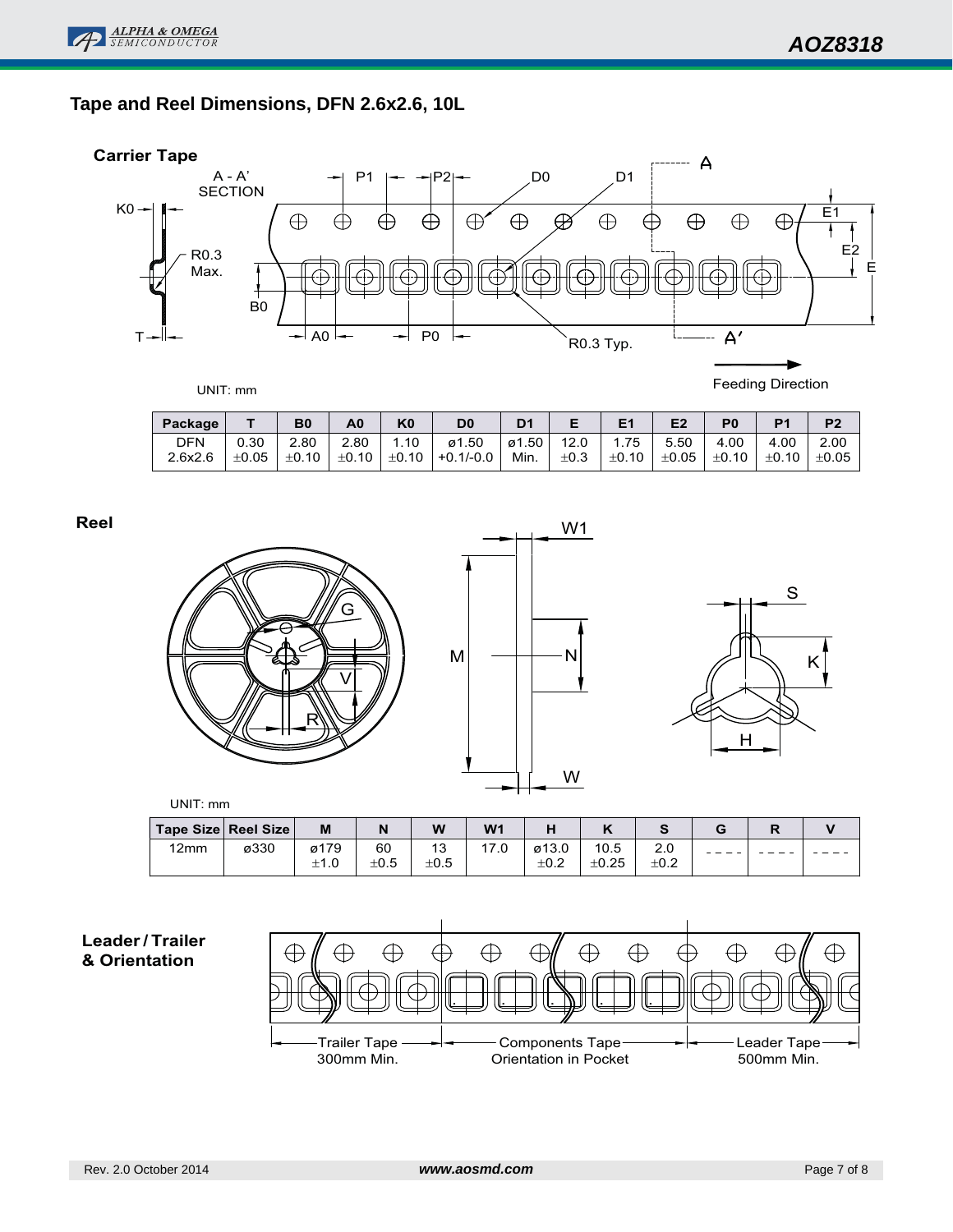## Tape and Reel Dimensions, DFN 2.6x2.6, 10L

### Carrier Tape

UNIT: mm

| Package | T | B0 | A0 | K0 | D0 | D1 | E | E1 | E2 | P0 | P1 | P2 |
|---|---|---|---|---|---|---|---|---|---|---|---|---|
| DFN 2.6x2.6 | 0.30 ±0.05 | 2.80 ±0.10 | 2.80 ±0.10 | 1.10 ±0.10 | ø1.50 +0.1/-0.0 | ø1.50 Min. | 12.0 ±0.3 | 1.75 ±0.10 | 5.50 ±0.05 | 4.00 ±0.10 | 4.00 ±0.10 | 2.00 ±0.05 |

### Reel

UNIT: mm

| Tape Size | Reel Size | M | N | W | W1 | H | K | S | G | R | V |
|---|---|---|---|---|---|---|---|---|---|---|---|
| 12mm | ø330 | ø179 ±1.0 | 60 ±0.5 | 13 ±0.5 | 17.0 | ø13.0 ±0.2 | 10.5 ±0.25 | 2.0 ±0.2 | ---- | ---- | ---- |

### Leader / Trailer & Orientation

Trailer Tape 300mm Min. | Components Tape Orientation in Pocket | Leader Tape 500mm Min.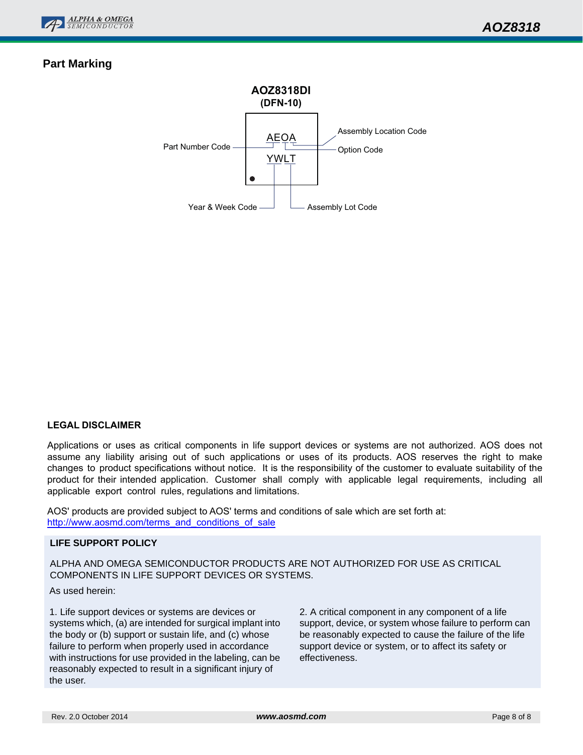## Part Marking

**AOZ8318DI**
**(DFN-10)**

AEOA
YWLT

Part Number Code

Assembly Location Code

Option Code

Year & Week Code

Assembly Lot Code

### LEGAL DISCLAIMER

Applications or uses as critical components in life support devices or systems are not authorized. AOS does not assume any liability arising out of such applications or uses of its products. AOS reserves the right to make changes to product specifications without notice. It is the responsibility of the customer to evaluate suitability of the product for their intended application. Customer shall comply with applicable legal requirements, including all applicable export control rules, regulations and limitations.

AOS' products are provided subject to AOS' terms and conditions of sale which are set forth at:
http://www.aosmd.com/terms_and_conditions_of_sale

### LIFE SUPPORT POLICY

ALPHA AND OMEGA SEMICONDUCTOR PRODUCTS ARE NOT AUTHORIZED FOR USE AS CRITICAL COMPONENTS IN LIFE SUPPORT DEVICES OR SYSTEMS.

As used herein:

1. Life support devices or systems are devices or systems which, (a) are intended for surgical implant into the body or (b) support or sustain life, and (c) whose failure to perform when properly used in accordance with instructions for use provided in the labeling, can be reasonably expected to result in a significant injury of the user.

2. A critical component in any component of a life support, device, or system whose failure to perform can be reasonably expected to cause the failure of the life support device or system, or to affect its safety or effectiveness.